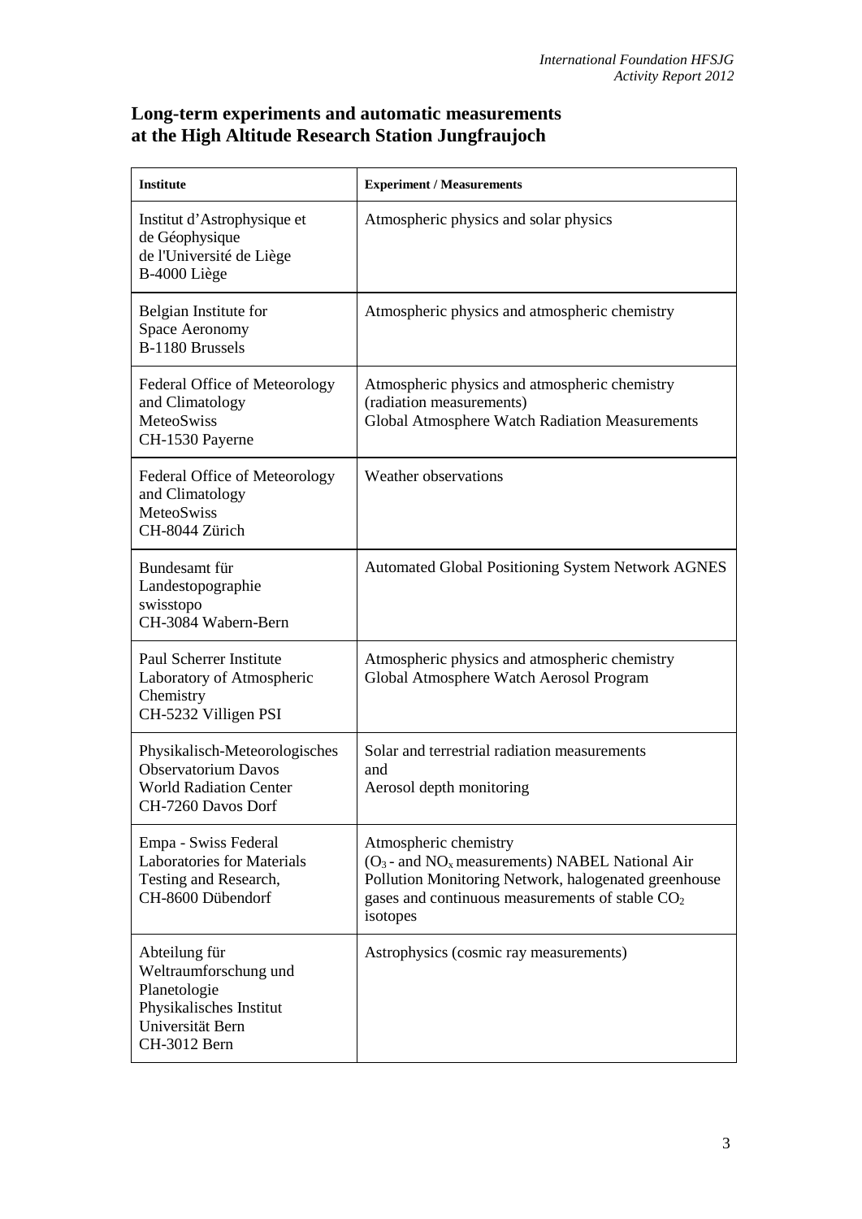## Long-term experiments and automatic measurements at the High Altitude Research Station Jungfraujoch

| Institute | Experiment / Measurements |
|---|---|
| Institut d'Astrophysique et de Géophysique de l'Université de Liège B-4000 Liège | Atmospheric physics and solar physics |
| Belgian Institute for Space Aeronomy B-1180 Brussels | Atmospheric physics and atmospheric chemistry |
| Federal Office of Meteorology and Climatology MeteoSwiss CH-1530 Payerne | Atmospheric physics and atmospheric chemistry (radiation measurements) Global Atmosphere Watch Radiation Measurements |
| Federal Office of Meteorology and Climatology MeteoSwiss CH-8044 Zürich | Weather observations |
| Bundesamt für Landestopographie swisstopo CH-3084 Wabern-Bern | Automated Global Positioning System Network AGNES |
| Paul Scherrer Institute Laboratory of Atmospheric Chemistry CH-5232 Villigen PSI | Atmospheric physics and atmospheric chemistry Global Atmosphere Watch Aerosol Program |
| Physikalisch-Meteorologisches Observatorium Davos World Radiation Center CH-7260 Davos Dorf | Solar and terrestrial radiation measurements and Aerosol depth monitoring |
| Empa - Swiss Federal Laboratories for Materials Testing and Research, CH-8600 Dübendorf | Atmospheric chemistry ($O_3$ - and $NO_x$ measurements) NABEL National Air Pollution Monitoring Network, halogenated greenhouse gases and continuous measurements of stable $CO_2$ isotopes |
| Abteilung für Weltraumforschung und Planetologie Physikalisches Institut Universität Bern CH-3012 Bern | Astrophysics (cosmic ray measurements) |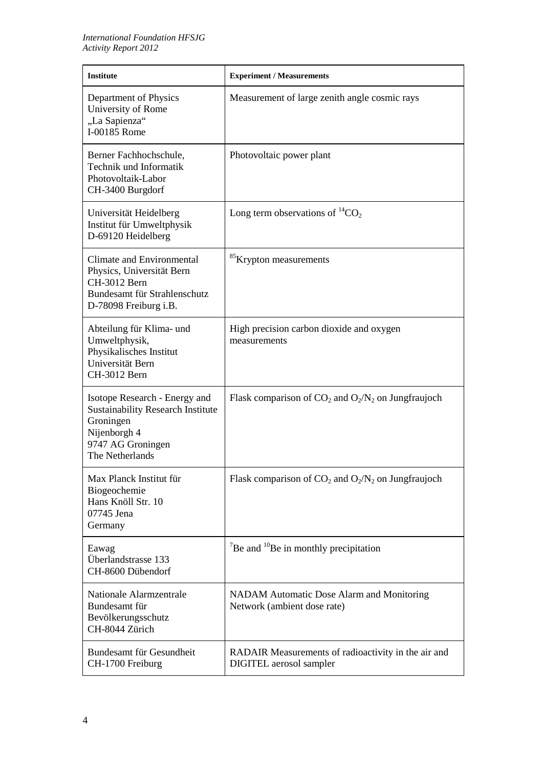| Institute | Experiment / Measurements |
|---|---|
| Department of Physics<br>University of Rome<br>„La Sapienza"<br>I-00185 Rome | Measurement of large zenith angle cosmic rays |
| Berner Fachhochschule,<br>Technik und Informatik<br>Photovoltaik-Labor<br>CH-3400 Burgdorf | Photovoltaic power plant |
| Universität Heidelberg<br>Institut für Umweltphysik<br>D-69120 Heidelberg | Long term observations of $^{14}CO_2$ |
| Climate and Environmental Physics, Universität Bern<br>CH-3012 Bern<br>Bundesamt für Strahlenschutz<br>D-78098 Freiburg i.B. | $^{85}$Krypton measurements |
| Abteilung für Klima- und Umweltphysik,<br>Physikalisches Institut<br>Universität Bern<br>CH-3012 Bern | High precision carbon dioxide and oxygen measurements |
| Isotope Research - Energy and Sustainability Research Institute Groningen<br>Nijenborgh 4<br>9747 AG Groningen<br>The Netherlands | Flask comparison of $CO_2$ and $O_2/N_2$ on Jungfraujoch |
| Max Planck Institut für Biogeochemie<br>Hans Knöll Str. 10<br>07745 Jena<br>Germany | Flask comparison of $CO_2$ and $O_2/N_2$ on Jungfraujoch |
| Eawag<br>Überlandstrasse 133<br>CH-8600 Dübendorf | $^{7}$Be and $^{10}$Be in monthly precipitation |
| Nationale Alarmzentrale<br>Bundesamt für Bevölkerungsschutz<br>CH-8044 Zürich | NADAM Automatic Dose Alarm and Monitoring Network (ambient dose rate) |
| Bundesamt für Gesundheit<br>CH-1700 Freiburg | RADAIR Measurements of radioactivity in the air and DIGITEL aerosol sampler |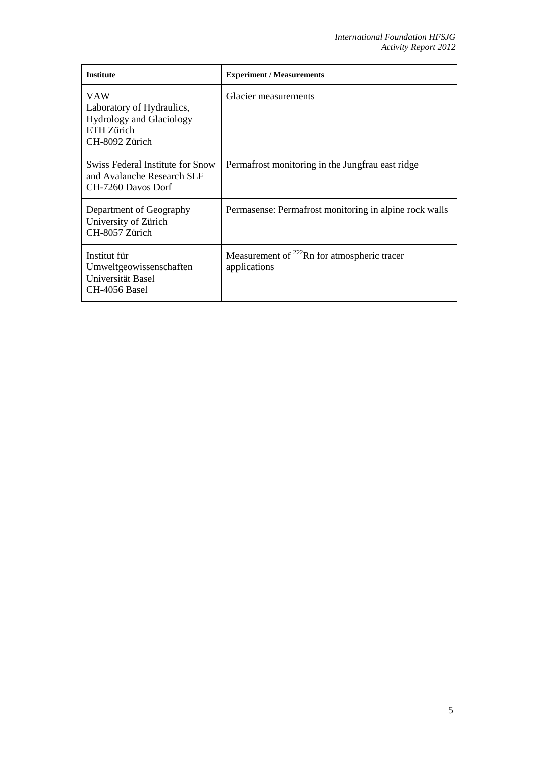| Institute | Experiment / Measurements |
|---|---|
| VAW<br>Laboratory of Hydraulics, Hydrology and Glaciology<br>ETH Zürich<br>CH-8092 Zürich | Glacier measurements |
| Swiss Federal Institute for Snow and Avalanche Research SLF<br>CH-7260 Davos Dorf | Permafrost monitoring in the Jungfrau east ridge |
| Department of Geography<br>University of Zürich<br>CH-8057 Zürich | Permasense: Permafrost monitoring in alpine rock walls |
| Institut für Umweltgeowissenschaften<br>Universität Basel<br>CH-4056 Basel | Measurement of $^{222}Rn$ for atmospheric tracer applications |